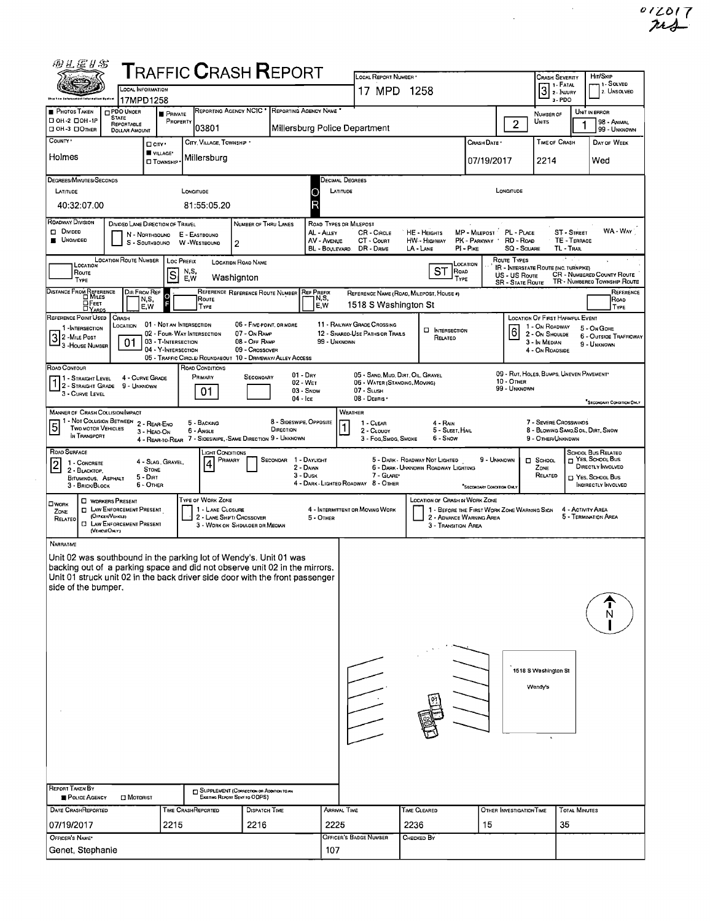012017

# TRAFFIC CRASH REPORT

**Local Information:** 17MPD1258

**Local Report Number:** 17 MPD 1258

**Crash Severity:** 3 (1 - Fatal, 2 - Injury, 3 - PDO)

**Hit/Skip:** (1 - Solved, 2 - Unsolved)

| Field | Value |
| --- | --- |
| Photos Taken | |
| PDO Under State Reportable Dollar Amount | |
| Private Property | ■ |
| Reporting Agency NCIC | 03801 |
| Reporting Agency Name | Millersburg Police Department |
| Number of Units | 2 |
| Unit in Error | 1 |
| County | Holmes |
| City, Village, Township | Village: Millersburg |
| Crash Date | 07/19/2017 |
| Time of Crash | 2214 |
| Day of Week | Wed |

**Degrees/Minutes/Seconds**

| Latitude | Longitude |
| --- | --- |
| 40:32:07.00 | 81:55:05.20 |

**Roadway Division:** Undivided

**Number of Thru Lanes:** 2

**Location Route Type / Location Road Name:** Loc Prefix: S — Washington — ST (Location Road Type)

**Reference Name (Road, Milepost, House #):** 1518 S Washington St

**Reference Point Used:** 3 (3 - House Number)

**Crash Location:** 01 (01 - Not an Intersection)

**Location of First Harmful Event:** 6 (6 - Outside Trafficway)

**Road Contour:** 1 (1 - Straight Level)

**Road Conditions:** Primary: 01 (01 - Dry)

**Manner of Crash Collision/Impact:** 5 (5 - Backing)

**Weather:** 1 (1 - Clear)

**Road Surface:** 2 (2 - Blacktop, Bituminous, Asphalt)

**Light Conditions:** Primary: 4 (4 - Dark - Lighted Roadway)

## Narrative

Unit 02 was southbound in the parking lot of Wendy's. Unit 01 was backing out of a parking space and did not observe unit 02 in the mirrors. Unit 01 struck unit 02 in the back driver side door with the front passenger side of the bumper.

1518 S Washington St

Wendy's

N

**Report Taken By:** ■ Police Agency

| Date Crash Reported | Time Crash Reported | Dispatch Time | Arrival Time | Time Cleared | Other Investigation Time | Total Minutes |
| --- | --- | --- | --- | --- | --- | --- |
| 07/19/2017 | 2215 | 2216 | 2225 | 2236 | 15 | 35 |

| Officer's Name | Officer's Badge Number | Checked By |
| --- | --- | --- |
| Genet, Stephanie | 107 | |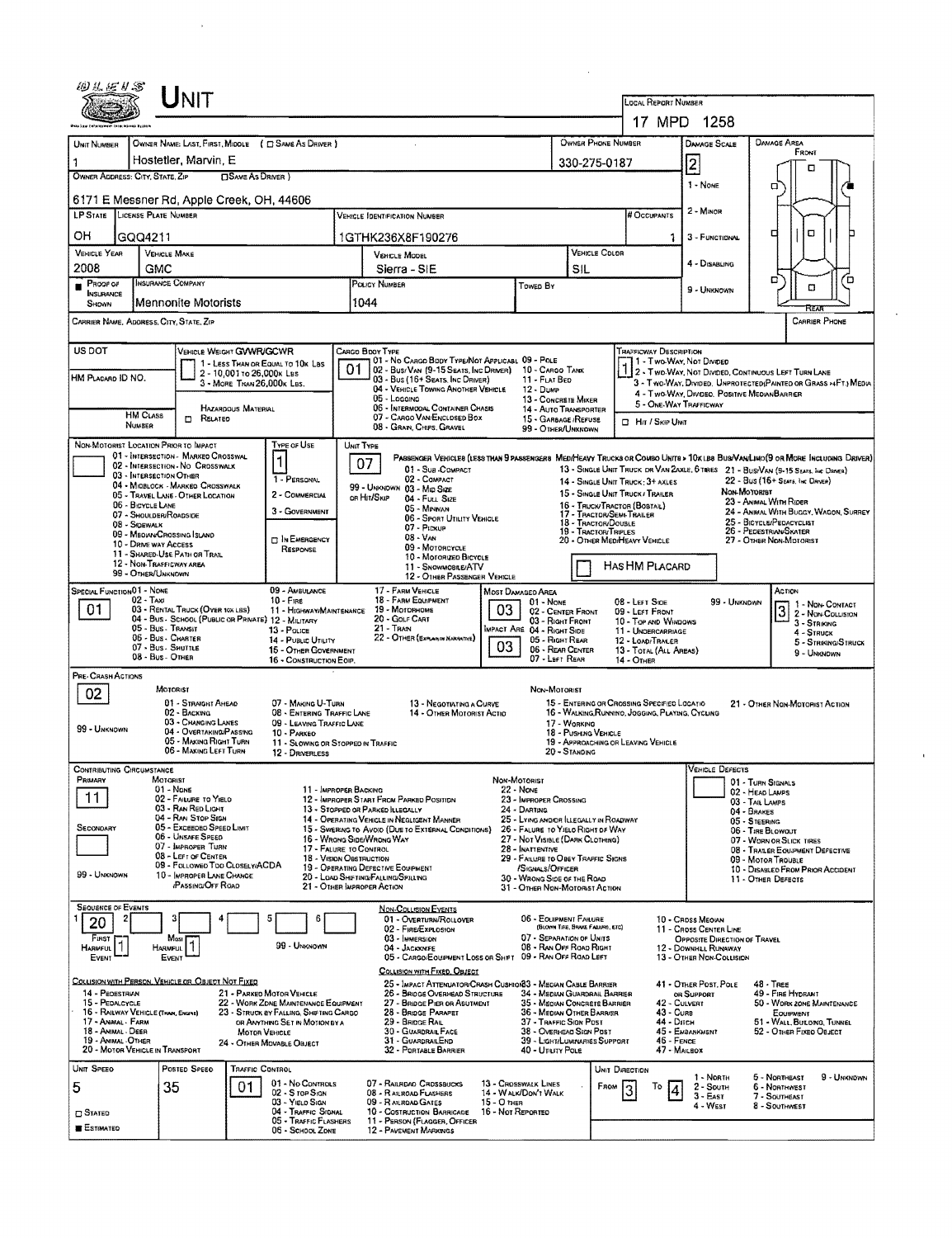# UNIT

LOCAL REPORT NUMBER: 17 MPD 1258

| UNIT NUMBER | OWNER NAME: LAST, FIRST, MIDDLE (☐ SAME AS DRIVER) | OWNER PHONE NUMBER | DAMAGE SCALE | DAMAGE AREA |
|---|---|---|---|---|
| 1 | Hostetler, Marvin, E | 330-275-0187 | 2 | FRONT |

OWNER ADDRESS: CITY, STATE, ZIP ☐ SAME AS DRIVER

6171 E Messner Rd, Apple Creek, OH, 44606

DAMAGE SCALE: 1 - NONE, 2 - MINOR, 3 - FUNCTIONAL, 4 - DISABLING, 9 - UNKNOWN

| LP STATE | LICENSE PLATE NUMBER | VEHICLE IDENTIFICATION NUMBER | # OCCUPANTS |
|---|---|---|---|
| OH | GQQ4211 | 1GTHK236X8F190276 | 1 |

| VEHICLE YEAR | VEHICLE MAKE | VEHICLE MODEL | VEHICLE COLOR |
|---|---|---|---|
| 2008 | GMC | Sierra - SIE | SIL |

| PROOF OF INSURANCE SHOWN | INSURANCE COMPANY | POLICY NUMBER | TOWED BY |
|---|---|---|---|
| ■ | Mennonite Motorists | 1044 | |

CARRIER NAME, ADDRESS, CITY, STATE, ZIP | CARRIER PHONE

US DOT | VEHICLE WEIGHT GVWR/GCWR: 1 - LESS THAN OR EQUAL TO 10K LBS, 2 - 10,001 TO 26,000K LBS, 3 - MORE THAN 26,000K LBS.

HM PLACARD ID NO. | HM CLASS NUMBER | ☐ HAZARDOUS MATERIAL RELATED

CARGO BODY TYPE: 01
01 - NO CARGO BODY TYPE/NOT APPLICABLE, 02 - BUS/VAN (9-15 SEATS, INC DRIVER), 03 - BUS (16+ SEATS, INC DRIVER), 04 - VEHICLE TOWING ANOTHER VEHICLE, 05 - LOGGING, 06 - INTERMODAL CONTAINER CHASIS, 07 - CARGO VAN/ENCLOSED BOX, 08 - GRAIN, CHIPS, GRAVEL, 09 - POLE, 10 - CARGO TANK, 11 - FLAT BED, 12 - DUMP, 13 - CONCRETE MIXER, 14 - AUTO TRANSPORTER, 15 - GARBAGE/REFUSE, 99 - OTHER/UNKNOWN

TRAFFICWAY DESCRIPTION: 1
1 - TWO-WAY, NOT DIVIDED, 2 - TWO-WAY, NOT DIVIDED, CONTINUOUS LEFT TURN LANE, 3 - TWO-WAY, DIVIDED, UNPROTECTED(PAINTED OR GRASS >4FT.) MEDIA, 4 - TWO-WAY, DIVIDED, POSITIVE MEDIAN BARRIER, 5 - ONE-WAY TRAFFICWAY
☐ HIT / SKIP UNIT

NON-MOTORIST LOCATION PRIOR TO IMPACT: 01 - INTERSECTION - MARKED CROSSWALK, 02 - INTERSECTION - NO CROSSWALK, 03 - INTERSECTION OTHER, 04 - MIDBLOCK - MARKED CROSSWALK, 05 - TRAVEL LANE - OTHER LOCATION, 06 - BICYCLE LANE, 07 - SHOULDER/ROADSIDE, 08 - SIDEWALK, 09 - MEDIAN/CROSSING ISLAND, 10 - DRIVE WAY ACCESS, 11 - SHARED-USE PATH OR TRAIL, 12 - NON-TRAFFICWAY AREA, 99 - OTHER/UNKNOWN

TYPE OF USE: 1
1 - PERSONAL, 2 - COMMERCIAL, 3 - GOVERNMENT, ☐ IN EMERGENCY RESPONSE

UNIT TYPE: 07
PASSENGER VEHICLES (LESS THAN 9 PASSENGERS MED/HEAVY TRUCKS OR COMBO UNITS > 10K LBS BUS/VAN/LIMO(9 OR MORE INCLUDING DRIVER)
01 - SUB-COMPACT, 02 - COMPACT, 99 - UNKNOWN 03 - MID SIZE OR HIT/SKIP, 04 - FULL SIZE, 05 - MINIVAN, 06 - SPORT UTILITY VEHICLE, 07 - PICKUP, 08 - VAN, 09 - MOTORCYCLE, 10 - MOTORIZED BICYCLE, 11 - SNOWMOBILE/ATV, 12 - OTHER PASSENGER VEHICLE
13 - SINGLE UNIT TRUCK OR VAN 2AXLE, 6 TIRES, 14 - SINGLE UNIT TRUCK: 3+ AXLES, 15 - SINGLE UNIT TRUCK / TRAILER, 16 - TRUCK/TRACTOR (BOBTAIL), 17 - TRACTOR/SEMI-TRAILER, 18 - TRACTOR/DOUBLE, 19 - TRACTOR/TRIPLES, 20 - OTHER MED/HEAVY VEHICLE
21 - BUS/VAN (9-15 SEATS, INC DRIVER), 22 - BUS (16+ SEATS, INC DRIVER)
NON-MOTORIST: 23 - ANIMAL WITH RIDER, 24 - ANIMAL WITH BUGGY, WAGON, SURREY, 25 - BICYCLE/PEDACYCLIST, 26 - PEDESTRIAN/SKATER, 27 - OTHER NON-MOTORIST
☐ HAS HM PLACARD

SPECIAL FUNCTION: 01
01 - NONE, 02 - TAXI, 03 - RENTAL TRUCK (OVER 10K LBS), 04 - BUS - SCHOOL (PUBLIC OR PRIVATE), 05 - BUS - TRANSIT, 06 - BUS - CHARTER, 07 - BUS - SHUTTLE, 08 - BUS - OTHER, 09 - AMBULANCE, 10 - FIRE, 11 - HIGHWAY/MAINTENANCE, 12 - MILITARY, 13 - POLICE, 14 - PUBLIC UTILITY, 15 - OTHER GOVERNMENT, 16 - CONSTRUCTION EQIP., 17 - FARM VEHICLE, 18 - FARM EQUIPMENT, 19 - MOTORHOME, 20 - GOLF CART, 21 - TRAIN, 22 - OTHER (EXPLAIN IN NARRATIVE)

MOST DAMAGED AREA: 03
IMPACT ARE: 03
01 - NONE, 02 - CENTER FRONT, 03 - RIGHT FRONT, 04 - RIGHT SIDE, 05 - RIGHT REAR, 06 - REAR CENTER, 07 - LEFT REAR, 08 - LEFT SIDE, 09 - LEFT FRONT, 10 - TOP AND WINDOWS, 11 - UNDERCARRIAGE, 12 - LOAD/TRAILER, 13 - TOTAL (ALL AREAS), 14 - OTHER, 99 - UNKNOWN

ACTION: 3
1 - NON-CONTACT, 2 - NON-COLLISION, 3 - STRIKING, 4 - STRUCK, 5 - STRIKING/STRUCK, 9 - UNKNOWN

PRE-CRASH ACTIONS: 02
MOTORIST: 01 - STRAIGHT AHEAD, 02 - BACKING, 03 - CHANGING LANES, 04 - OVERTAKING/PASSING, 05 - MAKING RIGHT TURN, 06 - MAKING LEFT TURN, 07 - MAKING U-TURN, 08 - ENTERING TRAFFIC LANE, 09 - LEAVING TRAFFIC LANE, 10 - PARKED, 11 - SLOWING OR STOPPED IN TRAFFIC, 12 - DRIVERLESS, 13 - NEGOTIATING A CURVE, 14 - OTHER MOTORIST ACTIO
NON-MOTORIST: 15 - ENTERING OR CROSSING SPECIFIED LOCATIO, 16 - WALKING, RUNNING, JOGGING, PLAYING, CYCLING, 17 - WORKING, 18 - PUSHING VEHICLE, 19 - APPROACHING OR LEAVING VEHICLE, 20 - STANDING, 21 - OTHER NON-MOTORIST ACTION
99 - UNKNOWN

CONTRIBUTING CIRCUMSTANCE
PRIMARY: 11
SECONDARY:
MOTORIST: 01 - NONE, 02 - FAILURE TO YIELD, 03 - RAN RED LIGHT, 04 - RAN STOP SIGN, 05 - EXCEEDED SPEED LIMIT, 06 - UNSAFE SPEED, 07 - IMPROPER TURN, 08 - LEFT OF CENTER, 09 - FOLLOWED TOO CLOSELY/ACDA, 10 - IMPROPER LANE CHANGE /PASSING/OFF ROAD, 11 - IMPROPER BACKING, 12 - IMPROPER START FROM PARKED POSITION, 13 - STOPPED OR PARKED ILLEGALLY, 14 - OPERATING VEHICLE IN NEGLIGENT MANNER, 15 - SWERING TO AVOID (DUE TO EXTERNAL CONDITIONS), 16 - WRONG SIDE/WRONG WAY, 17 - FALURE TO CONTROL, 18 - VISION OBSTRUCTION, 19 - OPERATING DEFECTIVE EQUIPMENT, 20 - LOAD SHIFTING/FALLING/SPILLING, 21 - OTHER IMPROPER ACTION
NON-MOTORIST: 22 - NONE, 23 - IMPROPER CROSSING, 24 - DARTING, 25 - LYING AND/OR ILLEGALLY IN ROADWAY, 26 - FALURE TO YIELD RIGHT OF WAY, 27 - NOT VISIBLE (DARK CLOTHING), 28 - INATTENTIVE, 29 - FAILURE TO OBEY TRAFFIC SIGNS /SIGNALS/OFFICER, 30 - WRONG SIDE OF THE ROAD, 31 - OTHER NON-MOTORIST ACTION
99 - UNKNOWN

VEHICLE DEFECTS: 01 - TURN SIGNALS, 02 - HEAD LAMPS, 03 - TAIL LAMPS, 04 - BRAKES, 05 - STEERING, 06 - TIRE BLOWOUT, 07 - WORN OR SLICK TIRES, 08 - TRAILER EQUIPMENT DEFECTIVE, 09 - MOTOR TROUBLE, 10 - DISABLED FROM PRIOR ACCIDENT, 11 - OTHER DEFECTS

SEQUENCE OF EVENTS: 1: 20, 2, 3, 4, 5, 6
FIRST HARMFUL EVENT: 1 | MOST HARMFUL EVENT: 1 | 99 - UNKNOWN

NON-COLLISION EVENTS: 01 - OVERTURN/ROLLOVER, 02 - FIRE/EXPLOSION, 03 - IMMERSION, 04 - JACKKNIFE, 05 - CARGO/EQUIPMENT LOSS OR SHIFT, 06 - EQUIPMENT FAILURE (BLOWN TIRE, BRAKE FAILURE, ETC), 07 - SEPARATION OF UNITS, 08 - RAN OFF ROAD RIGHT, 09 - RAN OFF ROAD LEFT, 10 - CROSS MEDIAN, 11 - CROSS CENTER LINE OPPOSITE DIRECTION OF TRAVEL, 12 - DOWNHILL RUNAWAY, 13 - OTHER NON-COLLISION

COLLISION WITH PERSON, VEHICLE OR OBJECT NOT FIXED: 14 - PEDESTRIAN, 15 - PEDALCYCLE, 16 - RAILWAY VEHICLE (TRAIN, ENGINE), 17 - ANIMAL - FARM, 18 - ANIMAL - DEER, 19 - ANIMAL - OTHER, 20 - MOTOR VEHICLE IN TRANSPORT, 21 - PARKED MOTOR VEHICLE, 22 - WORK ZONE MAINTENANCE EQUIPMENT, 23 - STRUCK BY FALLING, SHIFTING CARGO OR ANYTHING SET IN MOTION BY A MOTOR VEHICLE, 24 - OTHER MOVABLE OBJECT

COLLISION WITH FIXED, OBJECT: 25 - IMPACT ATTENUATOR/CRASH CUSHION, 26 - BRIDGE OVERHEAD STRUCTURE, 27 - BRIDGE PIER OR ABUTMENT, 28 - BRIDGE PARAPET, 29 - BRIDGE RAIL, 30 - GUARDRAIL FACE, 31 - GUARDRAILEND, 32 - PORTABLE BARRIER, 33 - MEDIAN CABLE BARRIER, 34 - MEDIAN GUARDRAIL BARRIER, 35 - MEDIAN CONCRETE BARRIER, 36 - MEDIAN OTHER BARRIER, 37 - TRAFFIC SIGN POST, 38 - OVERHEAD SIGN POST, 39 - LIGHT/LUMINARIES SUPPORT, 40 - UTILITY POLE, 41 - OTHER POST, POLE OR SUPPORT, 42 - CULVERT, 43 - CURB, 44 - DITCH, 45 - EMBANKMENT, 46 - FENCE, 47 - MAILBOX, 48 - TREE, 49 - FIRE HYDRANT, 50 - WORK ZONE MAINTENANCE EQUIPMENT, 51 - WALL, BUILDING, TUNNEL, 52 - OTHER FIXED OBJECT

| UNIT SPEED | POSTED SPEED | TRAFFIC CONTROL | UNIT DIRECTION |
|---|---|---|---|
| 5 | 35 | 01 | FROM 3 TO 4 |

■ ESTIMATED ☐ STATED

TRAFFIC CONTROL: 01 - NO CONTROLS, 02 - STOP SIGN, 03 - YIELD SIGN, 04 - TRAFFIC SIGNAL, 05 - TRAFFIC FLASHERS, 06 - SCHOOL ZONE, 07 - RAILROAD CROSSBUCKS, 08 - RAILROAD FLASHERS, 09 - RAILROAD GATES, 10 - COSTRUCTION BARRICADE, 11 - PERSON (FLAGGER, OFFICER), 12 - PAVEMENT MARKINGS, 13 - CROSSWALK LINES, 14 - WALK/DON'T WALK, 15 - OTHER, 16 - NOT REPORTED

UNIT DIRECTION: 1 - NORTH, 2 - SOUTH, 3 - EAST, 4 - WEST, 5 - NORTHEAST, 6 - NORTHWEST, 7 - SOUTHEAST, 8 - SOUTHWEST, 9 - UNKNOWN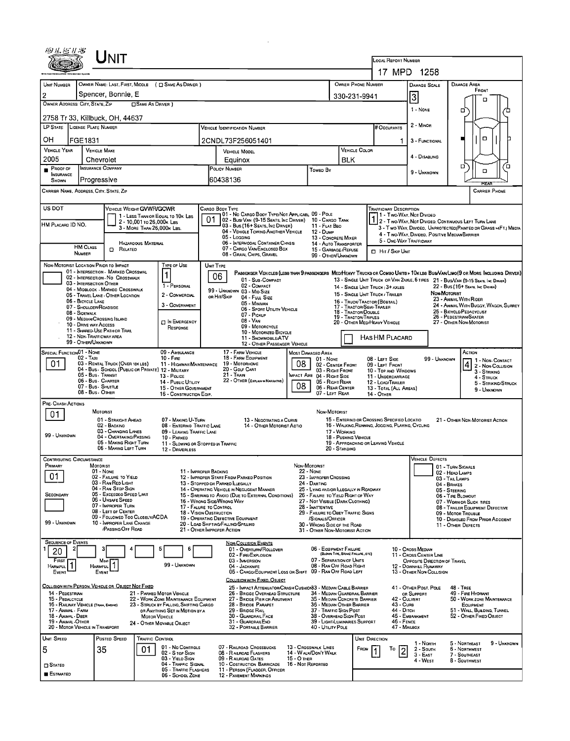# Unit

**Local Report Number:** 17 MPD 1258

| Unit Number | Owner Name: Last, First, Middle (☐ Same As Driver) | Owner Phone Number | Damage Scale | Damage Area |
|---|---|---|---|---|
| 2 | Spencer, Bonnie, E | 330-231-9941 | 3 | Front |

**Owner Address: City, State, Zip** (☐ Same As Driver): 2758 Tr 33, Killbuck, OH, 44637

Damage Scale: 1 - None; 2 - Minor; 3 - Functional; 4 - Disabling; 9 - Unknown

| LP State | License Plate Number | Vehicle Identification Number | # Occupants |
|---|---|---|---|
| OH | FGE1831 | 2CNDL73F256051401 | 1 |

| Vehicle Year | Vehicle Make | Vehicle Model | Vehicle Color |
|---|---|---|---|
| 2005 | Chevrolet | Equinox | BLK |

| Proof of Insurance Shown | Insurance Company | Policy Number | Towed By |
|---|---|---|---|
| ■ | Progressive | 60438136 | |

Carrier Name, Address, City, State, Zip: 

Carrier Phone: 

US DOT: 

HM Placard ID No.: 

HM Class Number: 

Vehicle Weight GVWR/GCWR: 1 - Less Than or Equal to 10k Lbs; 2 - 10,001 to 26,000k Lbs; 3 - More Than 26,000k Lbs.

Hazardous Material: ☐ Related

**Cargo Body Type:** 01
01 - No Cargo Body Type/Not Applicable; 02 - Bus/Van (9-15 Seats, Inc Driver); 03 - Bus (16+ Seats, Inc Driver); 04 - Vehicle Towing Another Vehicle; 05 - Logging; 06 - Intermodal Container Chassis; 07 - Cargo Van/Enclosed Box; 08 - Grain, Chips, Gravel; 09 - Pole; 10 - Cargo Tank; 11 - Flat Bed; 12 - Dump; 13 - Concrete Mixer; 14 - Auto Transporter; 15 - Garbage/Refuse; 99 - Other/Unknown

**Trafficway Description:** 1
1 - Two-Way, Not Divided; 2 - Two-Way, Not Divided, Continuous Left Turn Lane; 3 - Two-Way, Divided, Unprotected (Painted or Grass >4Ft.) Media; 4 - Two-Way, Divided, Positive Median Barrier; 5 - One-Way Trafficway

☐ Hit / Skip Unit

**Non-Motorist Location Prior to Impact:**
01 - Intersection - Marked Crosswalk; 02 - Intersection - No Crosswalk; 03 - Intersection Other; 04 - Midblock - Marked Crosswalk; 05 - Travel Lane - Other Location; 06 - Bicycle Lane; 07 - Shoulder/Roadside; 08 - Sidewalk; 09 - Median/Crossing Island; 10 - Drive Way Access; 11 - Shared-Use Path or Trail; 12 - Non-Trafficway Area; 99 - Other/Unknown

**Type of Use:** 1
1 - Personal; 2 - Commercial; 3 - Government; ☐ In Emergency Response

**Unit Type:** 06
Passenger Vehicles (less than 9 passengers): 01 - Sub-Compact; 02 - Compact; 99 - Unknown 03 - Mid Size or Hit/Skip; 04 - Full Size; 05 - Minivan; 06 - Sport Utility Vehicle; 07 - Pickup; 08 - Van; 09 - Motorcycle; 10 - Motorized Bicycle; 11 - Snowmobile/ATV; 12 - Other Passenger Vehicle
Med/Heavy Trucks or Combo Units > 10k lbs Bus/Van/Limo (9 or More Including Driver): 13 - Single Unit Truck or Van 2axle, 6 Tires; 14 - Single Unit Truck: 3+ Axles; 15 - Single Unit Truck / Trailer; 16 - Truck/Tractor (Bobtail); 17 - Tractor/Semi-Trailer; 18 - Tractor/Double; 19 - Tractor/Triples; 20 - Other Med/Heavy Vehicle; 21 - Bus/Van (9-15 Seats, Inc Driver); 22 - Bus (16+ Seats, Inc Driver)
Non-Motorist: 23 - Animal With Rider; 24 - Animal With Buggy, Wagon, Surrey; 25 - Bicycle/Pedacyclist; 26 - Pedestrian/Skater; 27 - Other Non-Motorist

☐ Has HM Placard

**Special Function:** 01
01 - None; 02 - Taxi; 03 - Rental Truck (Over 10k lbs); 04 - Bus - School (Public or Private); 05 - Bus - Transit; 06 - Bus - Charter; 07 - Bus - Shuttle; 08 - Bus - Other; 09 - Ambulance; 10 - Fire; 11 - Highway/Maintenance; 12 - Military; 13 - Police; 14 - Public Utility; 15 - Other Government; 16 - Construction Eqip.; 17 - Farm Vehicle; 18 - Farm Equipment; 19 - Motorhome; 20 - Golf Cart; 21 - Train; 22 - Other (Explain in Narrative)

**Most Damaged Area:** 08 — **Impact Area:** 08
01 - None; 02 - Center Front; 03 - Right Front; 04 - Right Side; 05 - Right Rear; 06 - Rear Center; 07 - Left Rear; 08 - Left Side; 09 - Left Front; 10 - Top and Windows; 11 - Undercarriage; 12 - Load/Trailer; 13 - Total (All Areas); 14 - Other; 99 - Unknown

**Action:** 4
1 - Non-Contact; 2 - Non-Collision; 3 - Striking; 4 - Struck; 5 - Striking/Struck; 9 - Unknown

**Pre-Crash Actions:** 01
Motorist: 01 - Straight Ahead; 02 - Backing; 03 - Changing Lanes; 04 - Overtaking/Passing; 05 - Making Right Turn; 06 - Making Left Turn; 07 - Making U-Turn; 08 - Entering Traffic Lane; 09 - Leaving Traffic Lane; 10 - Parked; 11 - Slowing or Stopped in Traffic; 12 - Driverless; 13 - Negotiating a Curve; 14 - Other Motorist Actio; 99 - Unknown
Non-Motorist: 15 - Entering or Crossing Specified Locatio; 16 - Walking, Running, Jogging, Playing, Cycling; 17 - Working; 18 - Pushing Vehicle; 19 - Approaching or Leaving Vehicle; 20 - Standing; 21 - Other Non-Motorist Action

**Contributing Circumstance:** Primary: 01; Secondary: 
Motorist: 01 - None; 02 - Failure to Yield; 03 - Ran Red Light; 04 - Ran Stop Sign; 05 - Exceeded Speed Limit; 06 - Unsafe Speed; 07 - Improper Turn; 08 - Left of Center; 09 - Followed Too Closely/ACDA; 10 - Improper Lane Change /Passing/Off Road; 11 - Improper Backing; 12 - Improper Start From Parked Position; 13 - Stopped or Parked Illegally; 14 - Operating Vehicle in Negligent Manner; 15 - Swering to Avoid (Due to External Conditions); 16 - Wrong Side/Wrong Way; 17 - Failure to Control; 18 - Vision Obstruction; 19 - Operating Defective Equipment; 20 - Load Shifting/Falling/Spilling; 21 - Other Improper Action; 99 - Unknown
Non-Motorist: 22 - None; 23 - Improper Crossing; 24 - Darting; 25 - Lying and/or Illegally in Roadway; 26 - Failure to Yield Right of Way; 27 - Not Visible (Dark Clothing); 28 - Inattentive; 29 - Failure to Obey Traffic Signs /Signals/Officer; 30 - Wrong Side of the Road; 31 - Other Non-Motorist Action

**Vehicle Defects:**
01 - Turn Signals; 02 - Head Lamps; 03 - Tail Lamps; 04 - Brakes; 05 - Steering; 06 - Tire Blowout; 07 - Worn or Slick Tires; 08 - Trailer Equipment Defective; 09 - Motor Trouble; 10 - Disabled From Prior Accident; 11 - Other Defects

**Sequence of Events:** 1: 20; 2: ; 3: ; 4: ; 5: ; 6: 
First Harmful Event: 1; Most Harmful Event: 1; 99 - Unknown

Non-Collision Events: 01 - Overturn/Rollover; 02 - Fire/Explosion; 03 - Immersion; 04 - Jackknife; 05 - Cargo/Equipment Loss or Shift; 06 - Equipment Failure (Blown Tire, Brake Failure, etc); 07 - Separation of Units; 08 - Ran Off Road Right; 09 - Ran Off Road Left; 10 - Cross Median; 11 - Cross Center Line Opposite Direction of Travel; 12 - Downhill Runaway; 13 - Other Non-Collision

Collision with Person, Vehicle or Object Not Fixed: 14 - Pedestrian; 15 - Pedalcycle; 16 - Railway Vehicle (Train, Engine); 17 - Animal - Farm; 18 - Animal - Deer; 19 - Animal - Other; 20 - Motor Vehicle in Transport; 21 - Parked Motor Vehicle; 22 - Work Zone Maintenance Equipment; 23 - Struck by Falling, Shifting Cargo or Anything Set in Motion by a Motor Vehicle; 24 - Other Movable Object

Collision with Fixed, Object: 25 - Impact Attenuator/Crash Cushion; 26 - Bridge Overhead Structure; 27 - Bridge Pier or Abutment; 28 - Bridge Parapet; 29 - Bridge Rail; 30 - Guardrail Face; 31 - GuardrailEnd; 32 - Portable Barrier; 33 - Median Cable Barrier; 34 - Median Guardrail Barrier; 35 - Median Concrete Barrier; 36 - Median Other Barrier; 37 - Traffic Sign Post; 38 - Overhead Sign Post; 39 - Light/Luminaries Support; 40 - Utility Pole; 41 - Other Post, Pole or Support; 42 - Culvert; 43 - Curb; 44 - Ditch; 45 - Embankment; 46 - Fence; 47 - Mailbox; 48 - Tree; 49 - Fire Hydrant; 50 - Work Zone Maintenance Equipment; 51 - Wall, Building, Tunnel; 52 - Other Fixed Object

| Unit Speed | Posted Speed | Traffic Control | Unit Direction |
|---|---|---|---|
| 5 | 35 | 01 | From 1 To 2 |

☐ Stated ■ Estimated

Traffic Control: 01 - No Controls; 02 - Stop Sign; 03 - Yield Sign; 04 - Traffic Signal; 05 - Traffic Flashers; 06 - School Zone; 07 - Railroad Crossbucks; 08 - Railroad Flashers; 09 - Railroad Gates; 10 - Costruction Barricade; 11 - Person (Flagger, Officer; 12 - Pavement Markings; 13 - Crosswalk Lines; 14 - Walk/Don't Walk; 15 - Other; 16 - Not Reported

Unit Direction: 1 - North; 2 - South; 3 - East; 4 - West; 5 - Northeast; 6 - Northwest; 7 - Southeast; 8 - Southwest; 9 - Unknown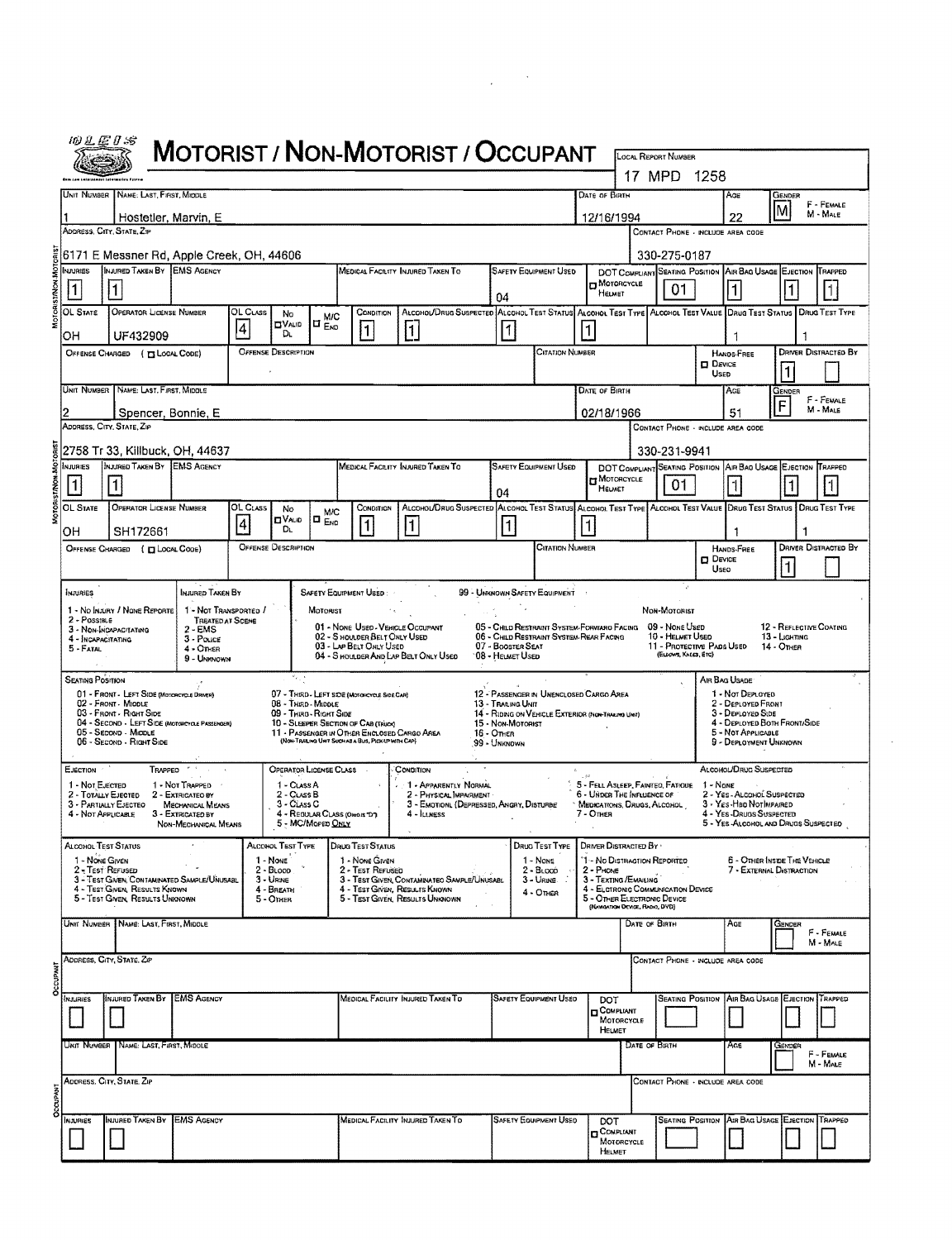OLEIS

# MOTORIST / NON-MOTORIST / OCCUPANT

LOCAL REPORT NUMBER: 17 MPD 1258

## MOTORIST/NON-MOTORIST

| UNIT NUMBER | NAME: LAST, FIRST, MIDDLE | DATE OF BIRTH | AGE | GENDER |
|---|---|---|---|---|
| 1 | Hostetler, Marvin, E | 12/16/1994 | 22 | M |

ADDRESS, CITY, STATE, ZIP: 6171 E Messner Rd, Apple Creek, OH, 44606

CONTACT PHONE - INCLUDE AREA CODE: 330-275-0187

| INJURIES | INJURED TAKEN BY | EMS AGENCY | MEDICAL FACILITY INJURED TAKEN TO | SAFETY EQUIPMENT USED | DOT COMPLIANT MOTORCYCLE HELMET | SEATING POSITION | AIR BAG USAGE | EJECTION | TRAPPED |
|---|---|---|---|---|---|---|---|---|---|
| 1 | 1 | | | 04 | | 01 | 1 | 1 | 1 |

| OL STATE | OPERATOR LICENSE NUMBER | OL CLASS | NO VALID DL | M/C END | CONDITION | ALCOHOL/DRUG SUSPECTED | ALCOHOL TEST STATUS | ALCOHOL TEST TYPE | ALCOHOL TEST VALUE | DRUG TEST STATUS | DRUG TEST TYPE |
|---|---|---|---|---|---|---|---|---|---|---|---|
| OH | UF432909 | 4 | | | 1 | 1 | 1 | 1 | | 1 | 1 |

| OFFENSE CHARGED ( LOCAL CODE) | OFFENSE DESCRIPTION | CITATION NUMBER | HANDS-FREE DEVICE USED | DRIVER DISTRACTED BY |
|---|---|---|---|---|
| | | | | 1 |

| UNIT NUMBER | NAME: LAST, FIRST, MIDDLE | DATE OF BIRTH | AGE | GENDER |
|---|---|---|---|---|
| 2 | Spencer, Bonnie, E | 02/18/1966 | 51 | F |

ADDRESS, CITY, STATE, ZIP: 2758 Tr 33, Killbuck, OH, 44637

CONTACT PHONE - INCLUDE AREA CODE: 330-231-9941

| INJURIES | INJURED TAKEN BY | EMS AGENCY | MEDICAL FACILITY INJURED TAKEN TO | SAFETY EQUIPMENT USED | DOT COMPLIANT MOTORCYCLE HELMET | SEATING POSITION | AIR BAG USAGE | EJECTION | TRAPPED |
|---|---|---|---|---|---|---|---|---|---|
| 1 | 1 | | | 04 | | 01 | 1 | 1 | 1 |

| OL STATE | OPERATOR LICENSE NUMBER | OL CLASS | NO VALID DL | M/C END | CONDITION | ALCOHOL/DRUG SUSPECTED | ALCOHOL TEST STATUS | ALCOHOL TEST TYPE | ALCOHOL TEST VALUE | DRUG TEST STATUS | DRUG TEST TYPE |
|---|---|---|---|---|---|---|---|---|---|---|---|
| OH | SH172661 | 4 | | | 1 | 1 | 1 | 1 | | 1 | 1 |

| OFFENSE CHARGED ( LOCAL CODE) | OFFENSE DESCRIPTION | CITATION NUMBER | HANDS-FREE DEVICE USED | DRIVER DISTRACTED BY |
|---|---|---|---|---|
| | | | | 1 |

## CODES

**INJURIES**
1 - No Injury / None Reported
2 - Possible
3 - Non-Incapacitating
4 - Incapacitating
5 - Fatal

**INJURED TAKEN BY**
1 - Not Transported / Treated at Scene
2 - EMS
3 - Police
4 - Other
9 - Unknown

**SAFETY EQUIPMENT USED**

Motorist:
01 - None Used - Vehicle Occupant
02 - Shoulder Belt Only Used
03 - Lap Belt Only Used
04 - Shoulder and Lap Belt Only Used
05 - Child Restraint System-Forward Facing
06 - Child Restraint System-Rear Facing
07 - Booster Seat
08 - Helmet Used
99 - Unknown Safety Equipment

Non-Motorist:
09 - None Used
10 - Helmet Used
11 - Protective Pads Used (Elbows, Knees, Etc)
12 - Reflective Coating
13 - Lighting
14 - Other

**SEATING POSITION**
01 - Front - Left Side (Motorcycle Driver)
02 - Front - Middle
03 - Front - Right Side
04 - Second - Left Side (Motorcycle Passenger)
05 - Second - Middle
06 - Second - Right Side
07 - Third - Left Side (Motorcycle Side Car)
08 - Third - Middle
09 - Third - Right Side
10 - Sleeper Section of Cab (Truck)
11 - Passenger in Other Enclosed Cargo Area (Non-Trailing Unit Such as a Bus, Pick-up with Cap)
12 - Passenger in Unenclosed Cargo Area
13 - Trailing Unit
14 - Riding on Vehicle Exterior (Non-Trailing Unit)
15 - Non-Motorist
16 - Other
99 - Unknown

**AIR BAG USAGE**
1 - Not Deployed
2 - Deployed Front
3 - Deployed Side
4 - Deployed Both Front/Side
5 - Not Applicable
9 - Deployment Unknown

**EJECTION**
1 - Not Ejected
2 - Totally Ejected
3 - Partially Ejected
4 - Not Applicable

**TRAPPED**
1 - Not Trapped
2 - Extricated by Mechanical Means
3 - Extricated by Non-Mechanical Means

**OPERATOR LICENSE CLASS**
1 - Class A
2 - Class B
3 - Class C
4 - Regular Class (Ohio is "D")
5 - MC/Moped Only

**CONDITION**
1 - Apparently Normal
2 - Physical Impairment
3 - Emotional (Depressed, Angry, Disturbed)
4 - Illness
5 - Fell Asleep, Fainted, Fatigue
6 - Under the Influence of Medications, Drugs, Alcohol
7 - Other

**ALCOHOL/DRUG SUSPECTED**
1 - None
2 - Yes - Alcohol Suspected
3 - Yes - HBD Not Impaired
4 - Yes - Drugs Suspected
5 - Yes - Alcohol and Drugs Suspected

**ALCOHOL TEST STATUS**
1 - None Given
2 - Test Refused
3 - Test Given, Contaminated Sample/Unusable
4 - Test Given, Results Known
5 - Test Given, Results Unknown

**ALCOHOL TEST TYPE**
1 - None
2 - Blood
3 - Urine
4 - Breath
5 - Other

**DRUG TEST STATUS**
1 - None Given
2 - Test Refused
3 - Test Given, Contaminated Sample/Unusable
4 - Test Given, Results Known
5 - Test Given, Results Unknown

**DRUG TEST TYPE**
1 - None
2 - Blood
3 - Urine
4 - Other

**DRIVER DISTRACTED BY**
1 - No Distraction Reported
2 - Phone
3 - Texting/Emailing
4 - Electronic Communication Device
5 - Other Electronic Device (Navigation Device, Radio, DVD)
6 - Other Inside the Vehicle
7 - External Distraction

## OCCUPANT

| UNIT NUMBER | NAME: LAST, FIRST, MIDDLE | DATE OF BIRTH | AGE | GENDER |
|---|---|---|---|---|
| | | | | |

ADDRESS, CITY, STATE, ZIP:

CONTACT PHONE - INCLUDE AREA CODE:

| INJURIES | INJURED TAKEN BY | EMS AGENCY | MEDICAL FACILITY INJURED TAKEN TO | SAFETY EQUIPMENT USED | DOT COMPLIANT MOTORCYCLE HELMET | SEATING POSITION | AIR BAG USAGE | EJECTION | TRAPPED |
|---|---|---|---|---|---|---|---|---|---|
| | | | | | | | | | |

## OCCUPANT

| UNIT NUMBER | NAME: LAST, FIRST, MIDDLE | DATE OF BIRTH | AGE | GENDER |
|---|---|---|---|---|
| | | | | |

ADDRESS, CITY, STATE, ZIP:

CONTACT PHONE - INCLUDE AREA CODE:

| INJURIES | INJURED TAKEN BY | EMS AGENCY | MEDICAL FACILITY INJURED TAKEN TO | SAFETY EQUIPMENT USED | DOT COMPLIANT MOTORCYCLE HELMET | SEATING POSITION | AIR BAG USAGE | EJECTION | TRAPPED |
|---|---|---|---|---|---|---|---|---|---|
| | | | | | | | | | |